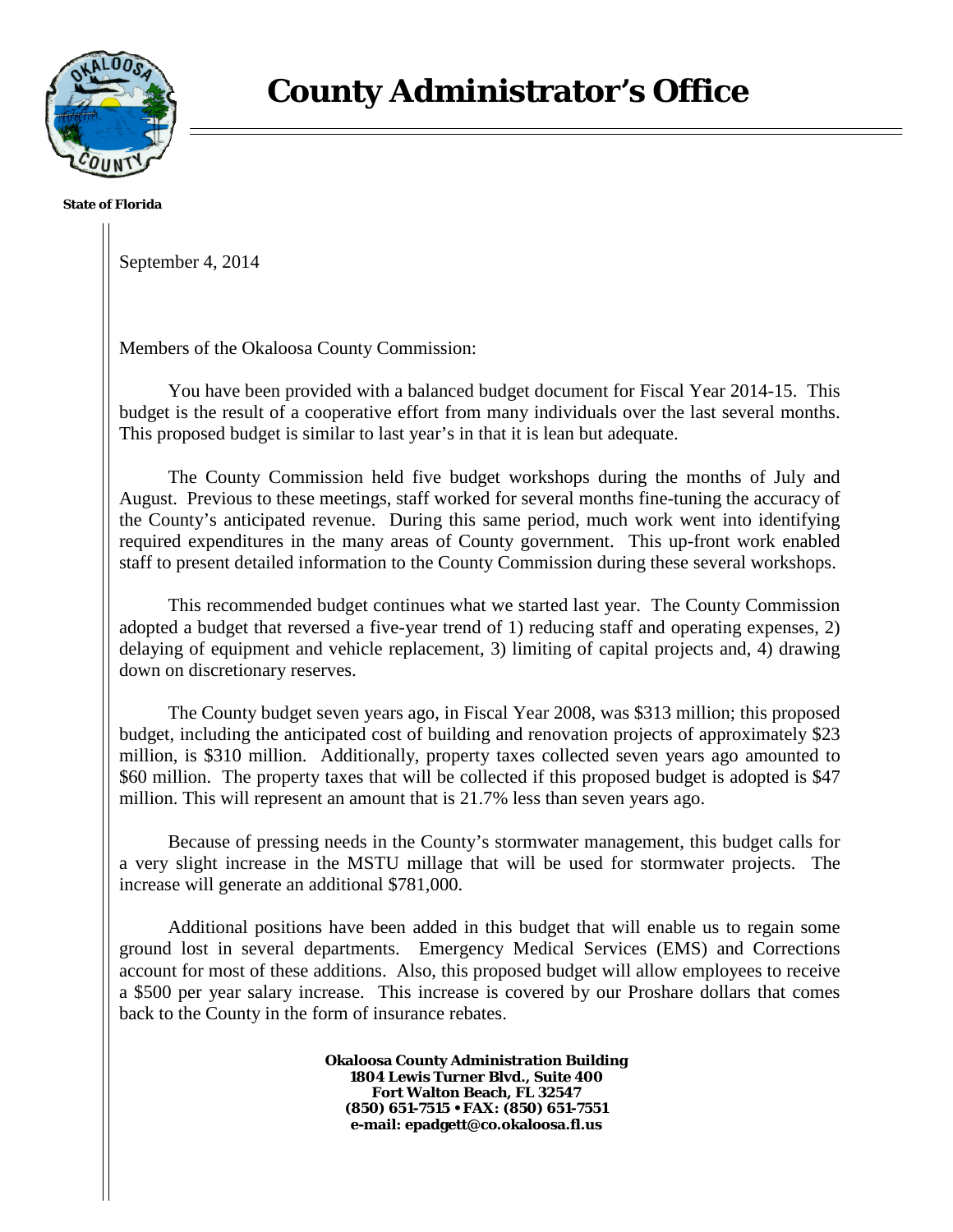# County Administrator's Office

**State of Florida**

September 4, 2014

Members of the Okaloosa County Commission:

You have been provided with a balanced budget document for Fiscal Year 2014-15. This budget is the result of a cooperative effort from many individuals over the last several months. This proposed budget is similar to last year's in that it is lean but adequate.

The County Commission held five budget workshops during the months of July and August. Previous to these meetings, staff worked for several months fine-tuning the accuracy of the County's anticipated revenue. During this same period, much work went into identifying required expenditures in the many areas of County government. This up-front work enabled staff to present detailed information to the County Commission during these several workshops.

This recommended budget continues what we started last year. The County Commission adopted a budget that reversed a five-year trend of 1) reducing staff and operating expenses, 2) delaying of equipment and vehicle replacement, 3) limiting of capital projects and, 4) drawing down on discretionary reserves.

The County budget seven years ago, in Fiscal Year 2008, was \$313 million; this proposed budget, including the anticipated cost of building and renovation projects of approximately \$23 million, is \$310 million. Additionally, property taxes collected seven years ago amounted to \$60 million. The property taxes that will be collected if this proposed budget is adopted is \$47 million. This will represent an amount that is 21.7% less than seven years ago.

Because of pressing needs in the County's stormwater management, this budget calls for a very slight increase in the MSTU millage that will be used for stormwater projects. The increase will generate an additional \$781,000.

Additional positions have been added in this budget that will enable us to regain some ground lost in several departments. Emergency Medical Services (EMS) and Corrections account for most of these additions. Also, this proposed budget will allow employees to receive a \$500 per year salary increase. This increase is covered by our Proshare dollars that comes back to the County in the form of insurance rebates.

**Okaloosa County Administration Building**
**1804 Lewis Turner Blvd., Suite 400**
**Fort Walton Beach, FL 32547**
**(850) 651-7515 • FAX: (850) 651-7551**
**e-mail: epadgett@co.okaloosa.fl.us**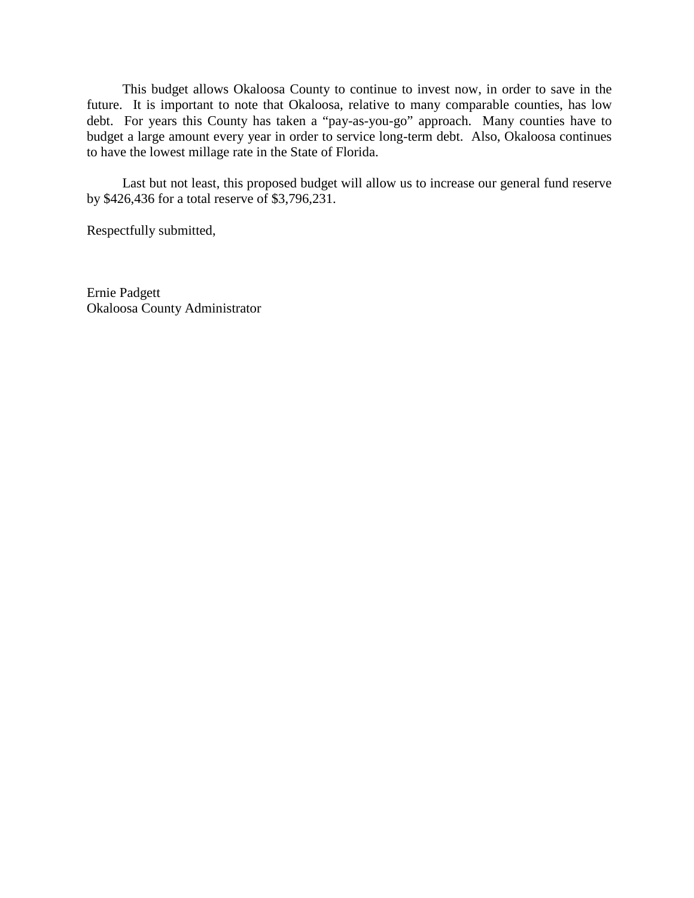This budget allows Okaloosa County to continue to invest now, in order to save in the future. It is important to note that Okaloosa, relative to many comparable counties, has low debt. For years this County has taken a "pay-as-you-go" approach. Many counties have to budget a large amount every year in order to service long-term debt. Also, Okaloosa continues to have the lowest millage rate in the State of Florida.

Last but not least, this proposed budget will allow us to increase our general fund reserve by $426,436 for a total reserve of $3,796,231.

Respectfully submitted,

Ernie Padgett
Okaloosa County Administrator